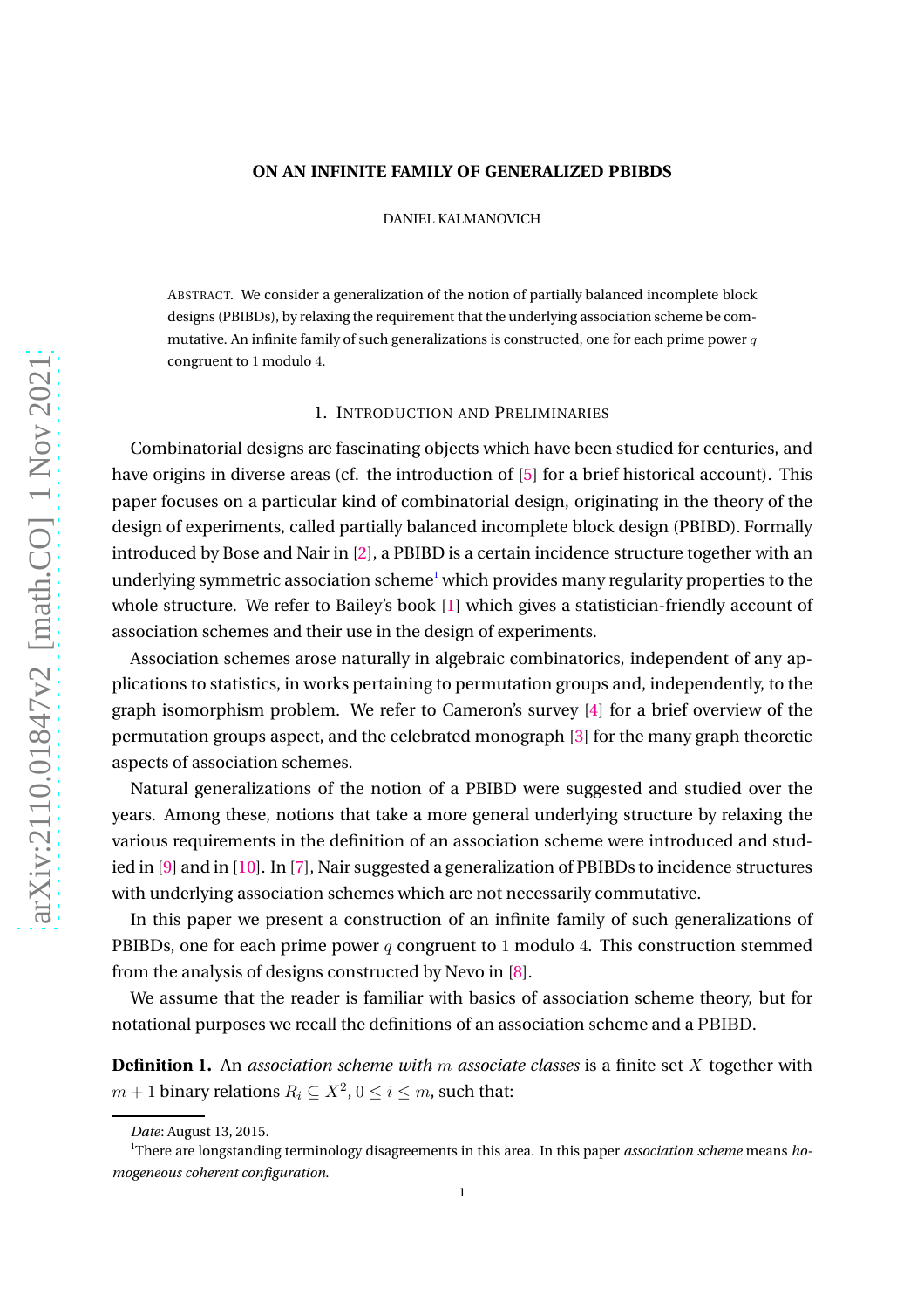# ON AN INFINITE FAMILY OF GENERALIZED PBIBDS

DANIEL KALMANOVICH

ABSTRACT. We consider a generalization of the notion of partially balanced incomplete block designs (PBIBDs), by relaxing the requirement that the underlying association scheme be commutative. An infinite family of such generalizations is constructed, one for each prime power $q$ congruent to $1$ modulo $4$.

## 1. INTRODUCTION AND PRELIMINARIES

Combinatorial designs are fascinating objects which have been studied for centuries, and have origins in diverse areas (cf. the introduction of [5] for a brief historical account). This paper focuses on a particular kind of combinatorial design, originating in the theory of the design of experiments, called partially balanced incomplete block design (PBIBD). Formally introduced by Bose and Nair in [2], a PBIBD is a certain incidence structure together with an underlying symmetric association scheme[1] which provides many regularity properties to the whole structure. We refer to Bailey's book [1] which gives a statistician-friendly account of association schemes and their use in the design of experiments.

Association schemes arose naturally in algebraic combinatorics, independent of any applications to statistics, in works pertaining to permutation groups and, independently, to the graph isomorphism problem. We refer to Cameron's survey [4] for a brief overview of the permutation groups aspect, and the celebrated monograph [3] for the many graph theoretic aspects of association schemes.

Natural generalizations of the notion of a PBIBD were suggested and studied over the years. Among these, notions that take a more general underlying structure by relaxing the various requirements in the definition of an association scheme were introduced and studied in [9] and in [10]. In [7], Nair suggested a generalization of PBIBDs to incidence structures with underlying association schemes which are not necessarily commutative.

In this paper we present a construction of an infinite family of such generalizations of PBIBDs, one for each prime power $q$ congruent to $1$ modulo $4$. This construction stemmed from the analysis of designs constructed by Nevo in [8].

We assume that the reader is familiar with basics of association scheme theory, but for notational purposes we recall the definitions of an association scheme and a PBIBD.

**Definition 1.** An *association scheme with* $m$ *associate classes* is a finite set $X$ together with $m+1$ binary relations $R_i \subseteq X^2$, $0 \le i \le m$, such that:

*Date*: August 13, 2015.

[1] There are longstanding terminology disagreements in this area. In this paper *association scheme* means *homogeneous coherent configuration*.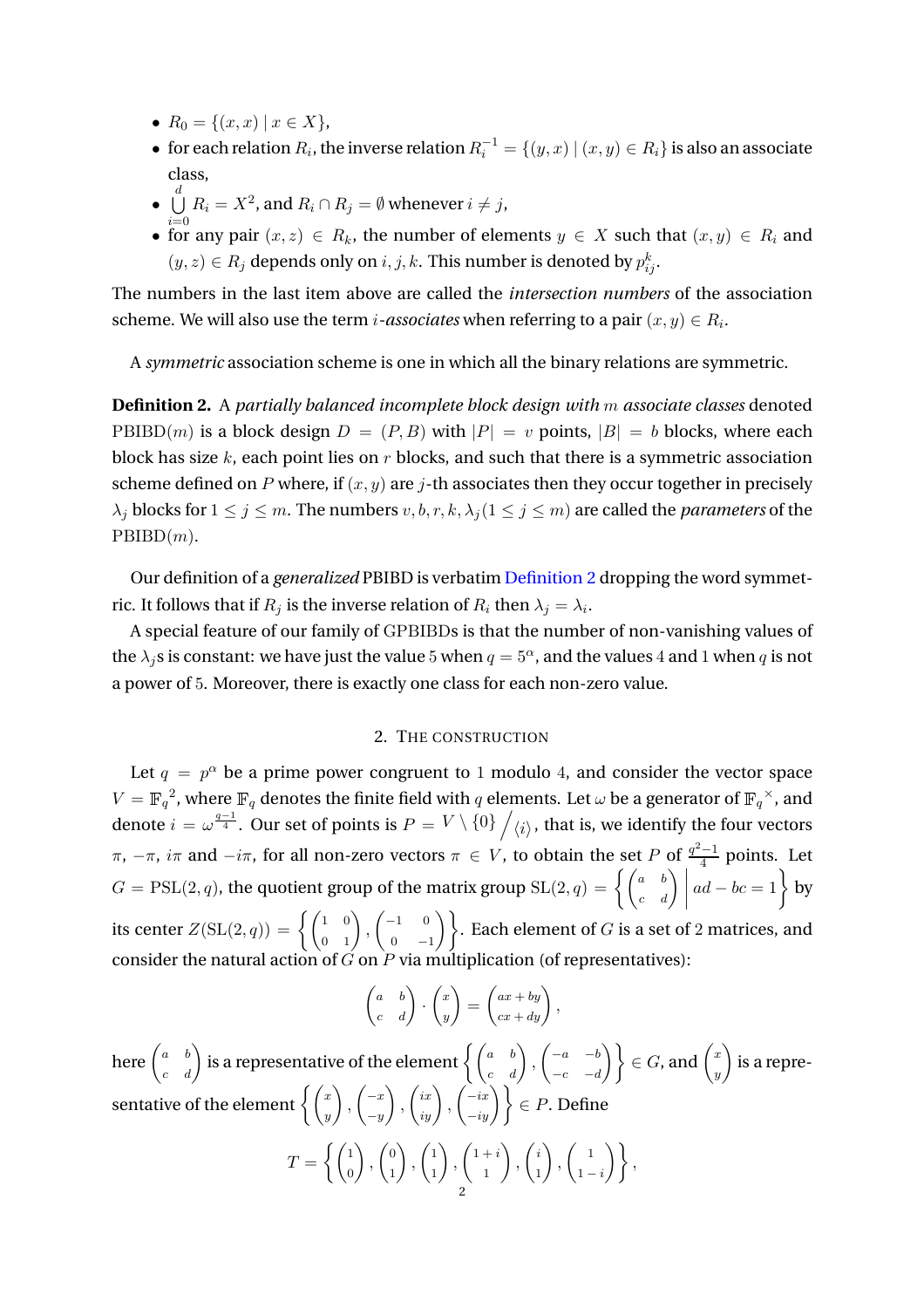- $R_0 = \{(x,x) \mid x \in X\}$,
- for each relation $R_i$, the inverse relation $R_i^{-1} = \{(y,x) \mid (x,y) \in R_i\}$ is also an associate class,
- $\bigcup_{i=0}^{d} R_i = X^2$, and $R_i \cap R_j = \emptyset$ whenever $i \neq j$,
- for any pair $(x,z) \in R_k$, the number of elements $y \in X$ such that $(x,y) \in R_i$ and $(y,z) \in R_j$ depends only on $i,j,k$. This number is denoted by $p_{ij}^k$.

The numbers in the last item above are called the *intersection numbers* of the association scheme. We will also use the term *$i$-associates* when referring to a pair $(x,y) \in R_i$.

A *symmetric* association scheme is one in which all the binary relations are symmetric.

**Definition 2.** A *partially balanced incomplete block design with $m$ associate classes* denoted $\mathrm{PBIBD}(m)$ is a block design $D = (P,B)$ with $|P| = v$ points, $|B| = b$ blocks, where each block has size $k$, each point lies on $r$ blocks, and such that there is a symmetric association scheme defined on $P$ where, if $(x,y)$ are $j$-th associates then they occur together in precisely $\lambda_j$ blocks for $1 \leq j \leq m$. The numbers $v, b, r, k, \lambda_j (1 \leq j \leq m)$ are called the *parameters* of the $\mathrm{PBIBD}(m)$.

Our definition of a *generalized* PBIBD is verbatim Definition 2 dropping the word symmetric. It follows that if $R_j$ is the inverse relation of $R_i$ then $\lambda_j = \lambda_i$.

A special feature of our family of GPBIBDs is that the number of non-vanishing values of the $\lambda_j$s is constant: we have just the value $5$ when $q = 5^\alpha$, and the values $4$ and $1$ when $q$ is not a power of $5$. Moreover, there is exactly one class for each non-zero value.

## 2. The construction

Let $q = p^\alpha$ be a prime power congruent to $1$ modulo $4$, and consider the vector space $V = \mathbb{F}_q{}^2$, where $\mathbb{F}_q$ denotes the finite field with $q$ elements. Let $\omega$ be a generator of $\mathbb{F}_q{}^\times$, and denote $i = \omega^{\frac{q-1}{4}}$. Our set of points is $P = V \setminus \{0\} \big/ \langle i \rangle$, that is, we identify the four vectors $\pi$, $-\pi$, $i\pi$ and $-i\pi$, for all non-zero vectors $\pi \in V$, to obtain the set $P$ of $\frac{q^2-1}{4}$ points. Let $G = \mathrm{PSL}(2,q)$, the quotient group of the matrix group $\mathrm{SL}(2,q) = \left\{ \begin{pmatrix} a & b \\ c & d \end{pmatrix} \middle| \, ad - bc = 1 \right\}$ by its center $Z(\mathrm{SL}(2,q)) = \left\{ \begin{pmatrix} 1 & 0 \\ 0 & 1 \end{pmatrix}, \begin{pmatrix} -1 & 0 \\ 0 & -1 \end{pmatrix} \right\}$. Each element of $G$ is a set of $2$ matrices, and consider the natural action of $G$ on $P$ via multiplication (of representatives):

$$\begin{pmatrix} a & b \\ c & d \end{pmatrix} \cdot \begin{pmatrix} x \\ y \end{pmatrix} = \begin{pmatrix} ax+by \\ cx+dy \end{pmatrix},$$

here $\begin{pmatrix} a & b \\ c & d \end{pmatrix}$ is a representative of the element $\left\{ \begin{pmatrix} a & b \\ c & d \end{pmatrix}, \begin{pmatrix} -a & -b \\ -c & -d \end{pmatrix} \right\} \in G$, and $\begin{pmatrix} x \\ y \end{pmatrix}$ is a representative of the element $\left\{ \begin{pmatrix} x \\ y \end{pmatrix}, \begin{pmatrix} -x \\ -y \end{pmatrix}, \begin{pmatrix} ix \\ iy \end{pmatrix}, \begin{pmatrix} -ix \\ -iy \end{pmatrix} \right\} \in P$. Define

$$T = \left\{ \begin{pmatrix} 1 \\ 0 \end{pmatrix}, \begin{pmatrix} 0 \\ 1 \end{pmatrix}, \begin{pmatrix} 1 \\ 1 \end{pmatrix}, \begin{pmatrix} 1+i \\ 1 \end{pmatrix}, \begin{pmatrix} i \\ 1 \end{pmatrix}, \begin{pmatrix} 1 \\ 1-i \end{pmatrix} \right\},$$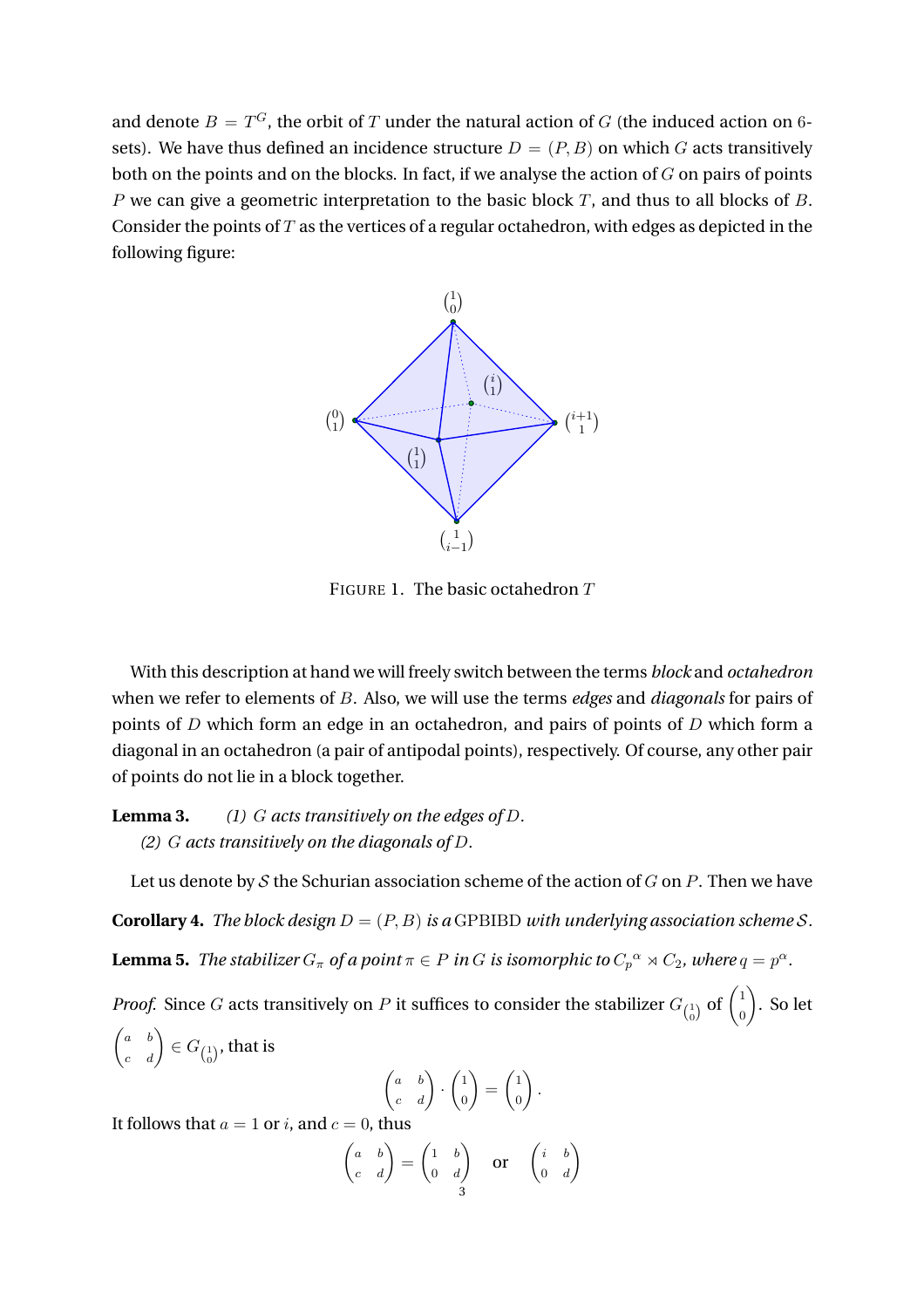and denote $B = T^G$, the orbit of $T$ under the natural action of $G$ (the induced action on 6-sets). We have thus defined an incidence structure $D = (P, B)$ on which $G$ acts transitively both on the points and on the blocks. In fact, if we analyse the action of $G$ on pairs of points $P$ we can give a geometric interpretation to the basic block $T$, and thus to all blocks of $B$. Consider the points of $T$ as the vertices of a regular octahedron, with edges as depicted in the following figure:

FIGURE 1. The basic octahedron $T$

With this description at hand we will freely switch between the terms *block* and *octahedron* when we refer to elements of $B$. Also, we will use the terms *edges* and *diagonals* for pairs of points of $D$ which form an edge in an octahedron, and pairs of points of $D$ which form a diagonal in an octahedron (a pair of antipodal points), respectively. Of course, any other pair of points do not lie in a block together.

**Lemma 3.** *(1) $G$ acts transitively on the edges of $D$.*
*(2) $G$ acts transitively on the diagonals of $D$.*

Let us denote by $\mathcal{S}$ the Schurian association scheme of the action of $G$ on $P$. Then we have

**Corollary 4.** *The block design $D = (P, B)$ is a* GPBIBD *with underlying association scheme $\mathcal{S}$.*

**Lemma 5.** *The stabilizer $G_\pi$ of a point $\pi \in P$ in $G$ is isomorphic to ${C_p}^\alpha \rtimes C_2$, where $q = p^\alpha$.*

*Proof.* Since $G$ acts transitively on $P$ it suffices to consider the stabilizer $G_{\binom{1}{0}}$ of $\begin{pmatrix} 1 \\ 0 \end{pmatrix}$. So let $\begin{pmatrix} a & b \\ c & d \end{pmatrix} \in G_{\binom{1}{0}}$, that is

$$\begin{pmatrix} a & b \\ c & d \end{pmatrix} \cdot \begin{pmatrix} 1 \\ 0 \end{pmatrix} = \begin{pmatrix} 1 \\ 0 \end{pmatrix}.$$

It follows that $a = 1$ or $i$, and $c = 0$, thus

$$\begin{pmatrix} a & b \\ c & d \end{pmatrix} = \begin{pmatrix} 1 & b \\ 0 & d \end{pmatrix} \quad \text{or} \quad \begin{pmatrix} i & b \\ 0 & d \end{pmatrix}$$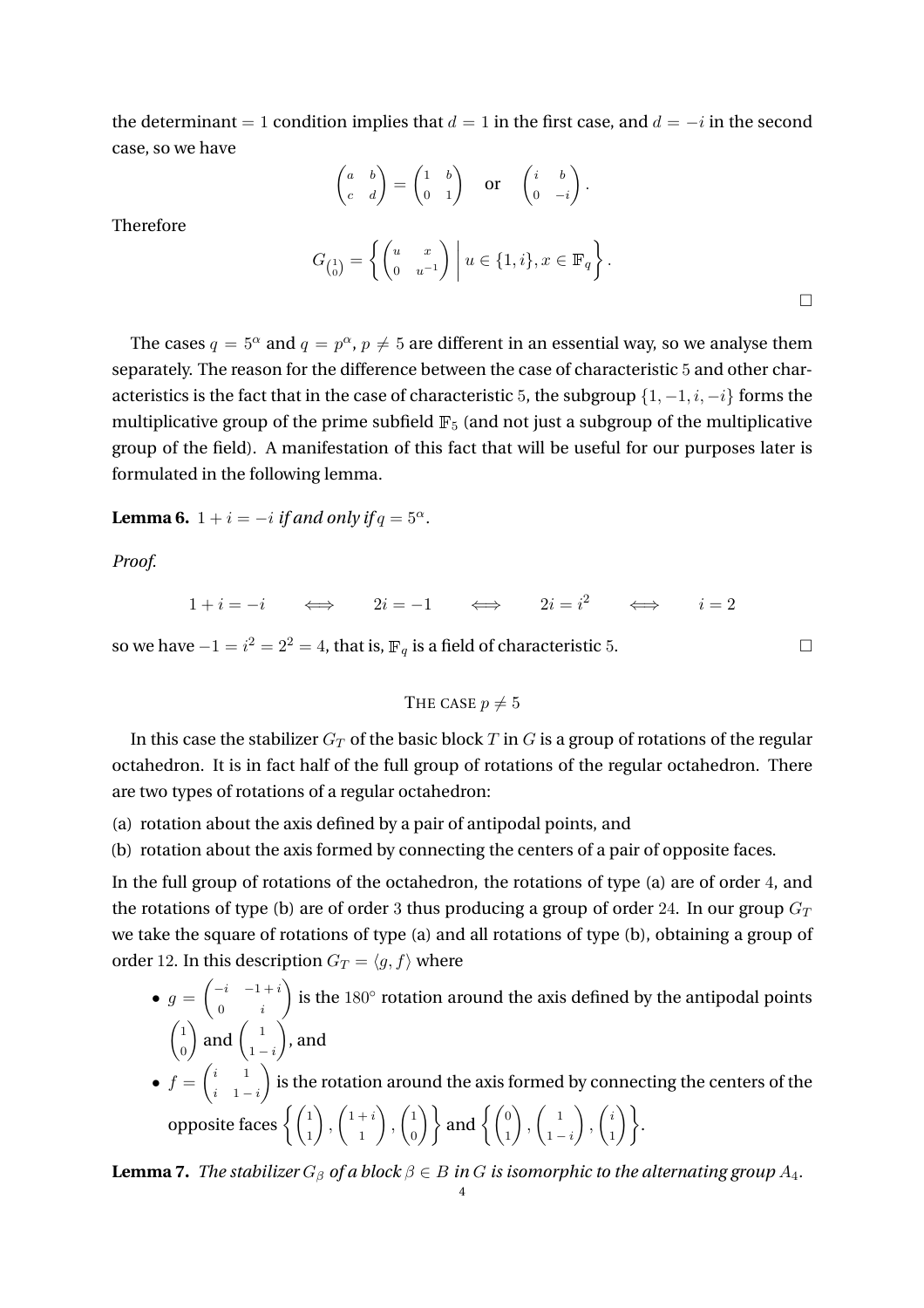the determinant $= 1$ condition implies that $d = 1$ in the first case, and $d = -i$ in the second case, so we have

$$\begin{pmatrix} a & b \\ c & d \end{pmatrix} = \begin{pmatrix} 1 & b \\ 0 & 1 \end{pmatrix} \quad \text{or} \quad \begin{pmatrix} i & b \\ 0 & -i \end{pmatrix}.$$

Therefore

$$G_{\binom{1}{0}} = \left\{ \begin{pmatrix} u & x \\ 0 & u^{-1} \end{pmatrix} \;\middle|\; u \in \{1, i\}, x \in \mathbb{F}_q \right\}.$$

□

The cases $q = 5^\alpha$ and $q = p^\alpha$, $p \neq 5$ are different in an essential way, so we analyse them separately. The reason for the difference between the case of characteristic $5$ and other characteristics is the fact that in the case of characteristic $5$, the subgroup $\{1, -1, i, -i\}$ forms the multiplicative group of the prime subfield $\mathbb{F}_5$ (and not just a subgroup of the multiplicative group of the field). A manifestation of this fact that will be useful for our purposes later is formulated in the following lemma.

**Lemma 6.** *$1 + i = -i$ if and only if $q = 5^\alpha$.*

*Proof.*

$$1 + i = -i \quad \iff \quad 2i = -1 \quad \iff \quad 2i = i^2 \quad \iff \quad i = 2$$

so we have $-1 = i^2 = 2^2 = 4$, that is, $\mathbb{F}_q$ is a field of characteristic $5$. □

## THE CASE $p \neq 5$

In this case the stabilizer $G_T$ of the basic block $T$ in $G$ is a group of rotations of the regular octahedron. It is in fact half of the full group of rotations of the regular octahedron. There are two types of rotations of a regular octahedron:

(a) rotation about the axis defined by a pair of antipodal points, and

(b) rotation about the axis formed by connecting the centers of a pair of opposite faces.

In the full group of rotations of the octahedron, the rotations of type (a) are of order $4$, and the rotations of type (b) are of order $3$ thus producing a group of order $24$. In our group $G_T$ we take the square of rotations of type (a) and all rotations of type (b), obtaining a group of order $12$. In this description $G_T = \langle g, f \rangle$ where

- $g = \begin{pmatrix} -i & -1+i \\ 0 & i \end{pmatrix}$ is the $180^\circ$ rotation around the axis defined by the antipodal points $\begin{pmatrix} 1 \\ 0 \end{pmatrix}$ and $\begin{pmatrix} 1 \\ 1-i \end{pmatrix}$, and
- $f = \begin{pmatrix} i & 1 \\ i & 1-i \end{pmatrix}$ is the rotation around the axis formed by connecting the centers of the opposite faces $\left\{ \begin{pmatrix} 1 \\ 1 \end{pmatrix}, \begin{pmatrix} 1+i \\ 1 \end{pmatrix}, \begin{pmatrix} 1 \\ 0 \end{pmatrix} \right\}$ and $\left\{ \begin{pmatrix} 0 \\ 1 \end{pmatrix}, \begin{pmatrix} 1 \\ 1-i \end{pmatrix}, \begin{pmatrix} i \\ 1 \end{pmatrix} \right\}$.

**Lemma 7.** *The stabilizer $G_\beta$ of a block $\beta \in B$ in $G$ is isomorphic to the alternating group $A_4$.*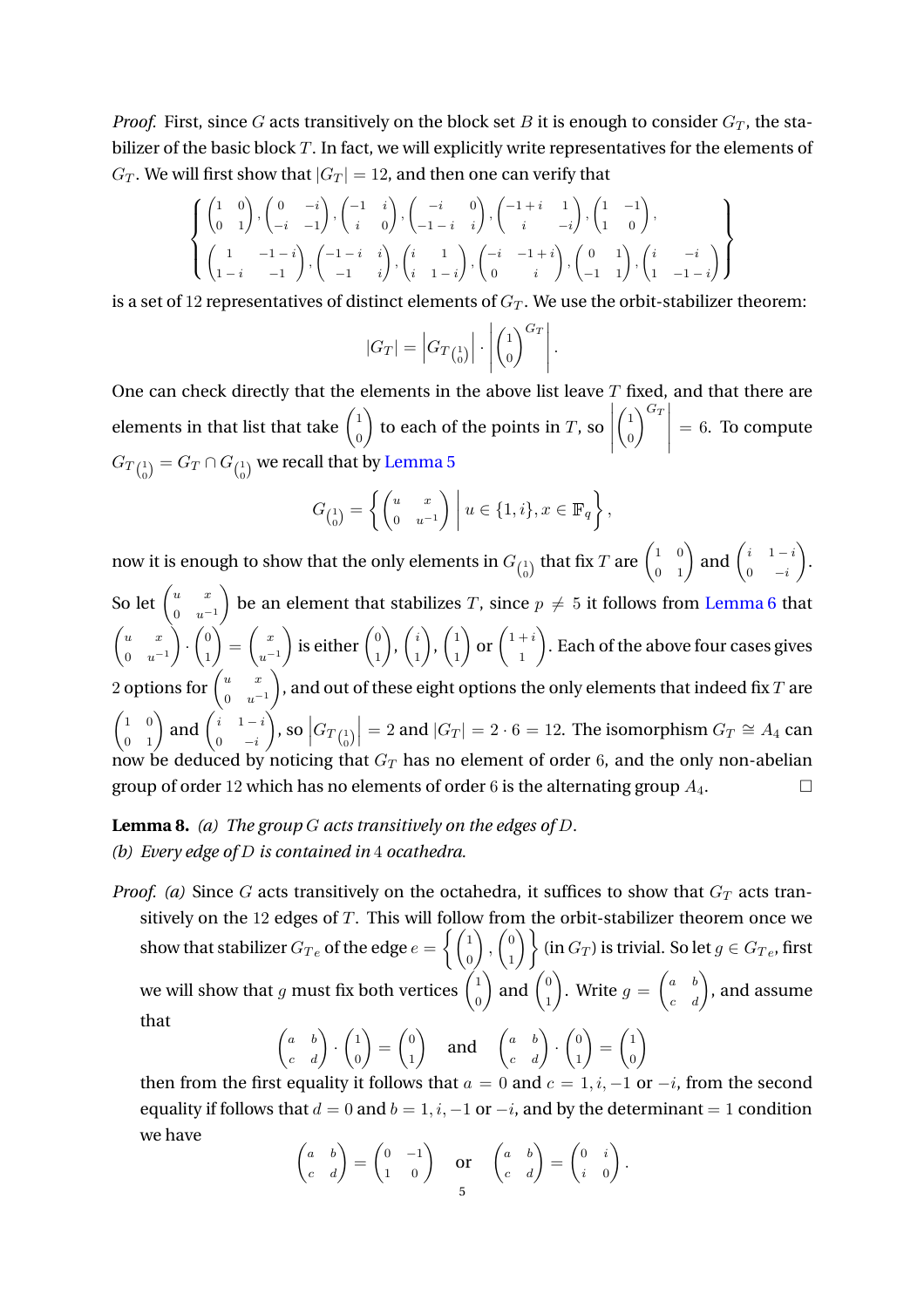*Proof.* First, since $G$ acts transitively on the block set $B$ it is enough to consider $G_T$, the stabilizer of the basic block $T$. In fact, we will explicitly write representatives for the elements of $G_T$. We will first show that $|G_T| = 12$, and then one can verify that

$$\left\{ \begin{array}{l} \begin{pmatrix} 1 & 0 \\ 0 & 1 \end{pmatrix}, \begin{pmatrix} 0 & -i \\ -i & -1 \end{pmatrix}, \begin{pmatrix} -1 & i \\ i & 0 \end{pmatrix}, \begin{pmatrix} -i & 0 \\ -1-i & i \end{pmatrix}, \begin{pmatrix} -1+i & 1 \\ i & -i \end{pmatrix}, \begin{pmatrix} 1 & -1 \\ 1 & 0 \end{pmatrix}, \\ \begin{pmatrix} 1 & -1-i \\ 1-i & -1 \end{pmatrix}, \begin{pmatrix} -1-i & i \\ -1 & i \end{pmatrix}, \begin{pmatrix} i & 1 \\ i & 1-i \end{pmatrix}, \begin{pmatrix} -i & -1+i \\ 0 & i \end{pmatrix}, \begin{pmatrix} 0 & 1 \\ -1 & 1 \end{pmatrix}, \begin{pmatrix} i & -i \\ 1 & -1-i \end{pmatrix} \end{array} \right\}$$

is a set of $12$ representatives of distinct elements of $G_T$. We use the orbit-stabilizer theorem:

$$|G_T| = \left| G_{T\binom{1}{0}} \right| \cdot \left| \binom{1}{0}^{G_T} \right|.$$

One can check directly that the elements in the above list leave $T$ fixed, and that there are elements in that list that take $\binom{1}{0}$ to each of the points in $T$, so $\left| \binom{1}{0}^{G_T} \right| = 6$. To compute $G_{T\binom{1}{0}} = G_T \cap G_{\binom{1}{0}}$ we recall that by Lemma 5

$$G_{\binom{1}{0}} = \left\{ \begin{pmatrix} u & x \\ 0 & u^{-1} \end{pmatrix} \,\middle|\, u \in \{1, i\}, x \in \mathbb{F}_q \right\},$$

now it is enough to show that the only elements in $G_{\binom{1}{0}}$ that fix $T$ are $\begin{pmatrix} 1 & 0 \\ 0 & 1 \end{pmatrix}$ and $\begin{pmatrix} i & 1-i \\ 0 & -i \end{pmatrix}$. So let $\begin{pmatrix} u & x \\ 0 & u^{-1} \end{pmatrix}$ be an element that stabilizes $T$, since $p \neq 5$ it follows from Lemma 6 that $\begin{pmatrix} u & x \\ 0 & u^{-1} \end{pmatrix} \cdot \binom{0}{1} = \binom{x}{u^{-1}}$ is either $\binom{0}{1}$, $\binom{i}{1}$, $\binom{1}{1}$ or $\binom{1+i}{1}$. Each of the above four cases gives $2$ options for $\begin{pmatrix} u & x \\ 0 & u^{-1} \end{pmatrix}$, and out of these eight options the only elements that indeed fix $T$ are $\begin{pmatrix} 1 & 0 \\ 0 & 1 \end{pmatrix}$ and $\begin{pmatrix} i & 1-i \\ 0 & -i \end{pmatrix}$, so $\left| G_{T\binom{1}{0}} \right| = 2$ and $|G_T| = 2 \cdot 6 = 12$. The isomorphism $G_T \cong A_4$ can now be deduced by noticing that $G_T$ has no element of order $6$, and the only non-abelian group of order $12$ which has no elements of order $6$ is the alternating group $A_4$. $\square$

**Lemma 8.** *(a) The group $G$ acts transitively on the edges of $D$.*
*(b) Every edge of $D$ is contained in $4$ ocathedra.*

*Proof.* (a) Since $G$ acts transitively on the octahedra, it suffices to show that $G_T$ acts transitively on the $12$ edges of $T$. This will follow from the orbit-stabilizer theorem once we show that stabilizer $G_{Te}$ of the edge $e = \left\{ \binom{1}{0}, \binom{0}{1} \right\}$ (in $G_T$) is trivial. So let $g \in G_{Te}$, first we will show that $g$ must fix both vertices $\binom{1}{0}$ and $\binom{0}{1}$. Write $g = \begin{pmatrix} a & b \\ c & d \end{pmatrix}$, and assume that

$$\begin{pmatrix} a & b \\ c & d \end{pmatrix} \cdot \binom{1}{0} = \binom{0}{1} \quad \text{and} \quad \begin{pmatrix} a & b \\ c & d \end{pmatrix} \cdot \binom{0}{1} = \binom{1}{0}$$

then from the first equality it follows that $a = 0$ and $c = 1, i, -1$ or $-i$, from the second equality if follows that $d = 0$ and $b = 1, i, -1$ or $-i$, and by the determinant $= 1$ condition we have

$$\begin{pmatrix} a & b \\ c & d \end{pmatrix} = \begin{pmatrix} 0 & -1 \\ 1 & 0 \end{pmatrix} \quad \text{or} \quad \begin{pmatrix} a & b \\ c & d \end{pmatrix} = \begin{pmatrix} 0 & i \\ i & 0 \end{pmatrix}.$$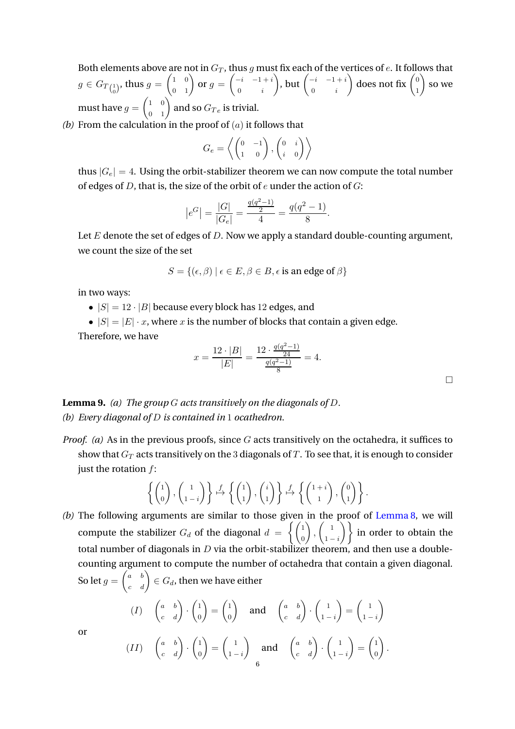Both elements above are not in $G_T$, thus $g$ must fix each of the vertices of $e$. It follows that $g \in G_{T\binom{1}{0}}$, thus $g = \begin{pmatrix} 1 & 0 \\ 0 & 1 \end{pmatrix}$ or $g = \begin{pmatrix} -i & -1+i \\ 0 & i \end{pmatrix}$, but $\begin{pmatrix} -i & -1+i \\ 0 & i \end{pmatrix}$ does not fix $\begin{pmatrix} 0 \\ 1 \end{pmatrix}$ so we must have $g = \begin{pmatrix} 1 & 0 \\ 0 & 1 \end{pmatrix}$ and so $G_{T e}$ is trivial.

*(b)* From the calculation in the proof of $(a)$ it follows that

$$G_e = \left\langle \begin{pmatrix} 0 & -1 \\ 1 & 0 \end{pmatrix}, \begin{pmatrix} 0 & i \\ i & 0 \end{pmatrix} \right\rangle$$

thus $|G_e| = 4$. Using the orbit-stabilizer theorem we can now compute the total number of edges of $D$, that is, the size of the orbit of $e$ under the action of $G$:

$$\left| e^G \right| = \frac{|G|}{|G_e|} = \frac{\frac{q(q^2-1)}{2}}{4} = \frac{q(q^2-1)}{8}.$$

Let $E$ denote the set of edges of $D$. Now we apply a standard double-counting argument, we count the size of the set

$$S = \{(\epsilon, \beta) \mid \epsilon \in E, \beta \in B, \epsilon \text{ is an edge of } \beta\}$$

in two ways:

- $|S| = 12 \cdot |B|$ because every block has $12$ edges, and
- $|S| = |E| \cdot x$, where $x$ is the number of blocks that contain a given edge.

Therefore, we have

$$x = \frac{12 \cdot |B|}{|E|} = \frac{12 \cdot \frac{q(q^2-1)}{24}}{\frac{q(q^2-1)}{8}} = 4.$$

□

**Lemma 9.** *(a) The group $G$ acts transitively on the diagonals of $D$.*
*(b) Every diagonal of $D$ is contained in $1$ ocathedron.*

*Proof. (a)* As in the previous proofs, since $G$ acts transitively on the octahedra, it suffices to show that $G_T$ acts transitively on the $3$ diagonals of $T$. To see that, it is enough to consider just the rotation $f$:

$$\left\{ \begin{pmatrix} 1 \\ 0 \end{pmatrix}, \begin{pmatrix} 1 \\ 1-i \end{pmatrix} \right\} \overset{f}{\mapsto} \left\{ \begin{pmatrix} 1 \\ 1 \end{pmatrix}, \begin{pmatrix} i \\ 1 \end{pmatrix} \right\} \overset{f}{\mapsto} \left\{ \begin{pmatrix} 1+i \\ 1 \end{pmatrix}, \begin{pmatrix} 0 \\ 1 \end{pmatrix} \right\}.$$

*(b)* The following arguments are similar to those given in the proof of Lemma 8, we will compute the stabilizer $G_d$ of the diagonal $d = \left\{ \begin{pmatrix} 1 \\ 0 \end{pmatrix}, \begin{pmatrix} 1 \\ 1-i \end{pmatrix} \right\}$ in order to obtain the total number of diagonals in $D$ via the orbit-stabilizer theorem, and then use a double-counting argument to compute the number of octahedra that contain a given diagonal. So let $g = \begin{pmatrix} a & b \\ c & d \end{pmatrix} \in G_d$, then we have either

$$(I) \quad \begin{pmatrix} a & b \\ c & d \end{pmatrix} \cdot \begin{pmatrix} 1 \\ 0 \end{pmatrix} = \begin{pmatrix} 1 \\ 0 \end{pmatrix} \quad \text{and} \quad \begin{pmatrix} a & b \\ c & d \end{pmatrix} \cdot \begin{pmatrix} 1 \\ 1-i \end{pmatrix} = \begin{pmatrix} 1 \\ 1-i \end{pmatrix}$$

or

$$(II) \quad \begin{pmatrix} a & b \\ c & d \end{pmatrix} \cdot \begin{pmatrix} 1 \\ 0 \end{pmatrix} = \begin{pmatrix} 1 \\ 1-i \end{pmatrix} \quad \text{and} \quad \begin{pmatrix} a & b \\ c & d \end{pmatrix} \cdot \begin{pmatrix} 1 \\ 1-i \end{pmatrix} = \begin{pmatrix} 1 \\ 0 \end{pmatrix}.$$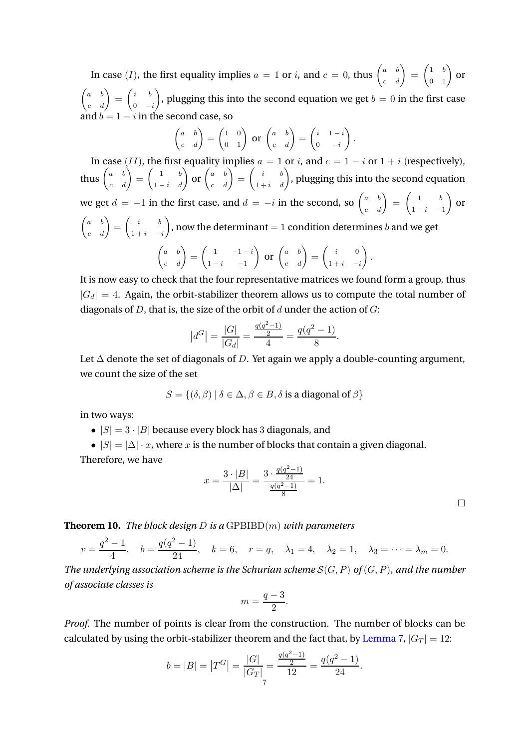In case $(I)$, the first equality implies $a = 1$ or $i$, and $c = 0$, thus $\begin{pmatrix} a & b \\ c & d \end{pmatrix} = \begin{pmatrix} 1 & b \\ 0 & 1 \end{pmatrix}$ or $\begin{pmatrix} a & b \\ c & d \end{pmatrix} = \begin{pmatrix} i & b \\ 0 & -i \end{pmatrix}$, plugging this into the second equation we get $b = 0$ in the first case and $b = 1 - i$ in the second case, so

$$\begin{pmatrix} a & b \\ c & d \end{pmatrix} = \begin{pmatrix} 1 & 0 \\ 0 & 1 \end{pmatrix} \text{ or } \begin{pmatrix} a & b \\ c & d \end{pmatrix} = \begin{pmatrix} i & 1-i \\ 0 & -i \end{pmatrix}.$$

In case $(II)$, the first equality implies $a = 1$ or $i$, and $c = 1 - i$ or $1 + i$ (respectively), thus $\begin{pmatrix} a & b \\ c & d \end{pmatrix} = \begin{pmatrix} 1 & b \\ 1-i & d \end{pmatrix}$ or $\begin{pmatrix} a & b \\ c & d \end{pmatrix} = \begin{pmatrix} i & b \\ 1+i & d \end{pmatrix}$, plugging this into the second equation we get $d = -1$ in the first case, and $d = -i$ in the second, so $\begin{pmatrix} a & b \\ c & d \end{pmatrix} = \begin{pmatrix} 1 & b \\ 1-i & -1 \end{pmatrix}$ or $\begin{pmatrix} a & b \\ c & d \end{pmatrix} = \begin{pmatrix} i & b \\ 1+i & -i \end{pmatrix}$, now the determinant $= 1$ condition determines $b$ and we get

$$\begin{pmatrix} a & b \\ c & d \end{pmatrix} = \begin{pmatrix} 1 & -1-i \\ 1-i & -1 \end{pmatrix} \text{ or } \begin{pmatrix} a & b \\ c & d \end{pmatrix} = \begin{pmatrix} i & 0 \\ 1+i & -i \end{pmatrix}.$$

It is now easy to check that the four representative matrices we found form a group, thus $|G_d| = 4$. Again, the orbit-stabilizer theorem allows us to compute the total number of diagonals of $D$, that is, the size of the orbit of $d$ under the action of $G$:

$$|d^G| = \frac{|G|}{|G_d|} = \frac{\frac{q(q^2-1)}{2}}{4} = \frac{q(q^2-1)}{8}.$$

Let $\Delta$ denote the set of diagonals of $D$. Yet again we apply a double-counting argument, we count the size of the set

$$S = \{(\delta, \beta) \mid \delta \in \Delta, \beta \in B, \delta \text{ is a diagonal of } \beta\}$$

in two ways:

- $|S| = 3 \cdot |B|$ because every block has 3 diagonals, and
- $|S| = |\Delta| \cdot x$, where $x$ is the number of blocks that contain a given diagonal.

Therefore, we have

$$x = \frac{3 \cdot |B|}{|\Delta|} = \frac{3 \cdot \frac{q(q^2-1)}{24}}{\frac{q(q^2-1)}{8}} = 1.$$

□

**Theorem 10.** *The block design $D$ is a* GPBIBD$(m)$ *with parameters*

$$v = \frac{q^2-1}{4}, \quad b = \frac{q(q^2-1)}{24}, \quad k = 6, \quad r = q, \quad \lambda_1 = 4, \quad \lambda_2 = 1, \quad \lambda_3 = \cdots = \lambda_m = 0.$$

*The underlying association scheme is the Schurian scheme $\mathcal{S}(G, P)$ of $(G, P)$, and the number of associate classes is*

$$m = \frac{q-3}{2}.$$

*Proof.* The number of points is clear from the construction. The number of blocks can be calculated by using the orbit-stabilizer theorem and the fact that, by Lemma 7, $|G_T| = 12$:

$$b = |B| = |T^G| = \frac{|G|}{|G_T|} = \frac{\frac{q(q^2-1)}{2}}{12} = \frac{q(q^2-1)}{24}.$$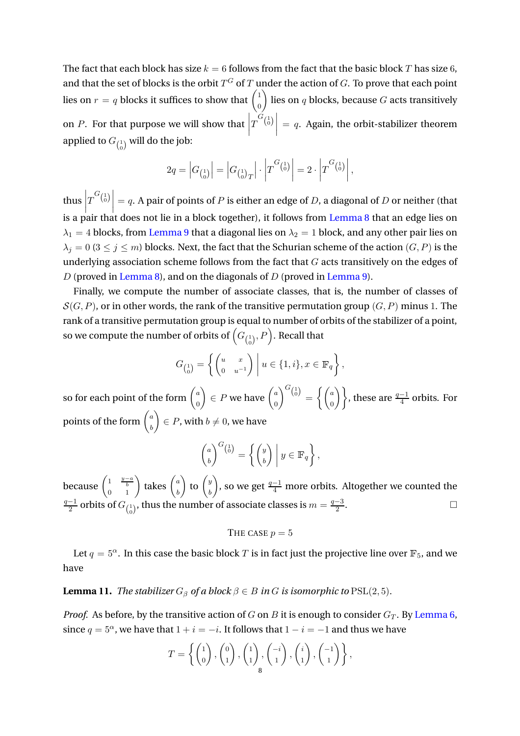The fact that each block has size $k = 6$ follows from the fact that the basic block $T$ has size 6, and that the set of blocks is the orbit $T^G$ of $T$ under the action of $G$. To prove that each point lies on $r = q$ blocks it suffices to show that $\binom{1}{0}$ lies on $q$ blocks, because $G$ acts transitively on $P$. For that purpose we will show that $\left|T^{G_{\binom{1}{0}}}\right| = q$. Again, the orbit-stabilizer theorem applied to $G_{\binom{1}{0}}$ will do the job:

$$2q = \left|G_{\binom{1}{0}}\right| = \left|G_{\binom{1}{0}T}\right| \cdot \left|T^{G_{\binom{1}{0}}}\right| = 2 \cdot \left|T^{G_{\binom{1}{0}}}\right|,$$

thus $\left|T^{G_{\binom{1}{0}}}\right| = q$. A pair of points of $P$ is either an edge of $D$, a diagonal of $D$ or neither (that is a pair that does not lie in a block together), it follows from Lemma 8 that an edge lies on $\lambda_1 = 4$ blocks, from Lemma 9 that a diagonal lies on $\lambda_2 = 1$ block, and any other pair lies on $\lambda_j = 0$ $(3 \leq j \leq m)$ blocks. Next, the fact that the Schurian scheme of the action $(G, P)$ is the underlying association scheme follows from the fact that $G$ acts transitively on the edges of $D$ (proved in Lemma 8), and on the diagonals of $D$ (proved in Lemma 9).

Finally, we compute the number of associate classes, that is, the number of classes of $\mathcal{S}(G, P)$, or in other words, the rank of the transitive permutation group $(G, P)$ minus 1. The rank of a transitive permutation group is equal to number of orbits of the stabilizer of a point, so we compute the number of orbits of $\left(G_{\binom{1}{0}}, P\right)$. Recall that

$$G_{\binom{1}{0}} = \left\{ \begin{pmatrix} u & x \\ 0 & u^{-1} \end{pmatrix} \,\middle|\, u \in \{1, i\}, x \in \mathbb{F}_q \right\},$$

so for each point of the form $\binom{a}{0} \in P$ we have $\binom{a}{0}^{G_{\binom{1}{0}}} = \left\{ \binom{a}{0} \right\}$, these are $\frac{q-1}{4}$ orbits. For points of the form $\binom{a}{b} \in P$, with $b \neq 0$, we have

$$\binom{a}{b}^{G_{\binom{1}{0}}} = \left\{ \binom{y}{b} \,\middle|\, y \in \mathbb{F}_q \right\},$$

because $\begin{pmatrix} 1 & \frac{y-a}{b} \\ 0 & 1 \end{pmatrix}$ takes $\binom{a}{b}$ to $\binom{y}{b}$, so we get $\frac{q-1}{4}$ more orbits. Altogether we counted the $\frac{q-1}{2}$ orbits of $G_{\binom{1}{0}}$, thus the number of associate classes is $m = \frac{q-3}{2}$. $\square$

### The case $p = 5$

Let $q = 5^\alpha$. In this case the basic block $T$ is in fact just the projective line over $\mathbb{F}_5$, and we have

**Lemma 11.** *The stabilizer $G_\beta$ of a block $\beta \in B$ in $G$ is isomorphic to* $\mathrm{PSL}(2, 5)$.

*Proof.* As before, by the transitive action of $G$ on $B$ it is enough to consider $G_T$. By Lemma 6, since $q = 5^\alpha$, we have that $1 + i = -i$. It follows that $1 - i = -1$ and thus we have

$$T = \left\{ \binom{1}{0}, \binom{0}{1}, \binom{1}{1}, \binom{-i}{1}, \binom{i}{1}, \binom{-1}{1} \right\},$$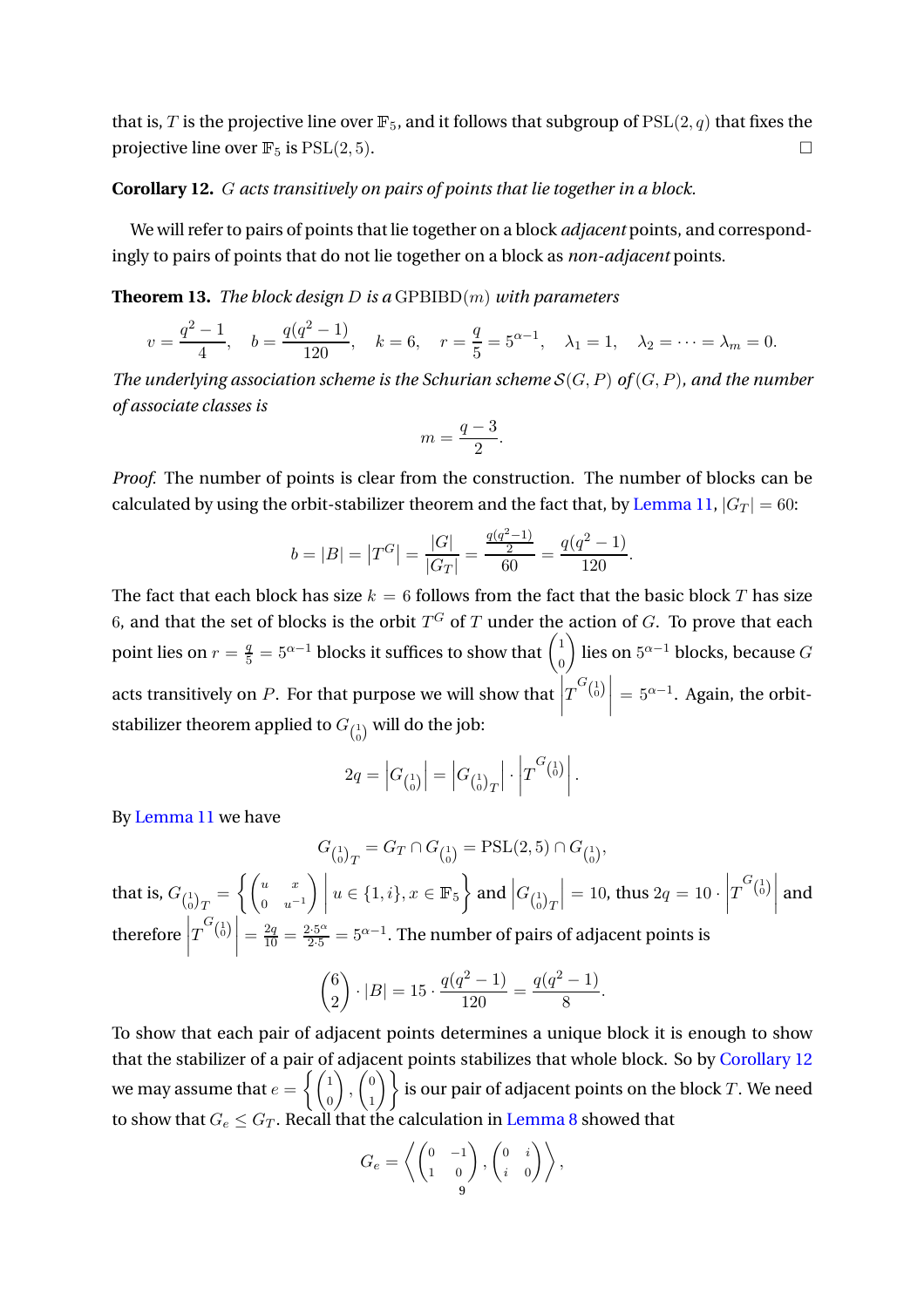that is, $T$ is the projective line over $\mathbb{F}_5$, and it follows that subgroup of $\mathrm{PSL}(2,q)$ that fixes the projective line over $\mathbb{F}_5$ is $\mathrm{PSL}(2,5)$. □

**Corollary 12.** *$G$ acts transitively on pairs of points that lie together in a block.*

We will refer to pairs of points that lie together on a block *adjacent* points, and correspondingly to pairs of points that do not lie together on a block as *non-adjacent* points.

**Theorem 13.** *The block design $D$ is a* $\mathrm{GPBIBD}(m)$ *with parameters*

$$v = \frac{q^2-1}{4}, \quad b = \frac{q(q^2-1)}{120}, \quad k = 6, \quad r = \frac{q}{5} = 5^{\alpha-1}, \quad \lambda_1 = 1, \quad \lambda_2 = \cdots = \lambda_m = 0.$$

*The underlying association scheme is the Schurian scheme $\mathcal{S}(G,P)$ of $(G,P)$, and the number of associate classes is*

$$m = \frac{q-3}{2}.$$

*Proof.* The number of points is clear from the construction. The number of blocks can be calculated by using the orbit-stabilizer theorem and the fact that, by Lemma 11, $|G_T| = 60$:

$$b = |B| = \left|T^G\right| = \frac{|G|}{|G_T|} = \frac{\frac{q(q^2-1)}{2}}{60} = \frac{q(q^2-1)}{120}.$$

The fact that each block has size $k = 6$ follows from the fact that the basic block $T$ has size 6, and that the set of blocks is the orbit $T^G$ of $T$ under the action of $G$. To prove that each point lies on $r = \frac{q}{5} = 5^{\alpha-1}$ blocks it suffices to show that $\begin{pmatrix}1\\0\end{pmatrix}$ lies on $5^{\alpha-1}$ blocks, because $G$ acts transitively on $P$. For that purpose we will show that $\left|T^{G_{\left(\begin{smallmatrix}1\\0\end{smallmatrix}\right)}}\right| = 5^{\alpha-1}$. Again, the orbit-stabilizer theorem applied to $G_{\left(\begin{smallmatrix}1\\0\end{smallmatrix}\right)}$ will do the job:

$$2q = \left|G_{\left(\begin{smallmatrix}1\\0\end{smallmatrix}\right)}\right| = \left|G_{\left(\begin{smallmatrix}1\\0\end{smallmatrix}\right)T}\right| \cdot \left|T^{G_{\left(\begin{smallmatrix}1\\0\end{smallmatrix}\right)}}\right|.$$

By Lemma 11 we have

$$G_{\left(\begin{smallmatrix}1\\0\end{smallmatrix}\right)T} = G_T \cap G_{\left(\begin{smallmatrix}1\\0\end{smallmatrix}\right)} = \mathrm{PSL}(2,5) \cap G_{\left(\begin{smallmatrix}1\\0\end{smallmatrix}\right)},$$

that is, $G_{\left(\begin{smallmatrix}1\\0\end{smallmatrix}\right)T} = \left\{ \begin{pmatrix} u & x \\ 0 & u^{-1} \end{pmatrix} \,\middle|\, u \in \{1,i\}, x \in \mathbb{F}_5 \right\}$ and $\left|G_{\left(\begin{smallmatrix}1\\0\end{smallmatrix}\right)T}\right| = 10$, thus $2q = 10 \cdot \left|T^{G_{\left(\begin{smallmatrix}1\\0\end{smallmatrix}\right)}}\right|$ and therefore $\left|T^{G_{\left(\begin{smallmatrix}1\\0\end{smallmatrix}\right)}}\right| = \frac{2q}{10} = \frac{2\cdot 5^\alpha}{2\cdot 5} = 5^{\alpha-1}$. The number of pairs of adjacent points is

$$\binom{6}{2} \cdot |B| = 15 \cdot \frac{q(q^2-1)}{120} = \frac{q(q^2-1)}{8}.$$

To show that each pair of adjacent points determines a unique block it is enough to show that the stabilizer of a pair of adjacent points stabilizes that whole block. So by Corollary 12 we may assume that $e = \left\{ \begin{pmatrix}1\\0\end{pmatrix}, \begin{pmatrix}0\\1\end{pmatrix} \right\}$ is our pair of adjacent points on the block $T$. We need to show that $G_e \leq G_T$. Recall that the calculation in Lemma 8 showed that

$$G_e = \left\langle \begin{pmatrix} 0 & -1 \\ 1 & 0 \end{pmatrix}, \begin{pmatrix} 0 & i \\ i & 0 \end{pmatrix} \right\rangle,$$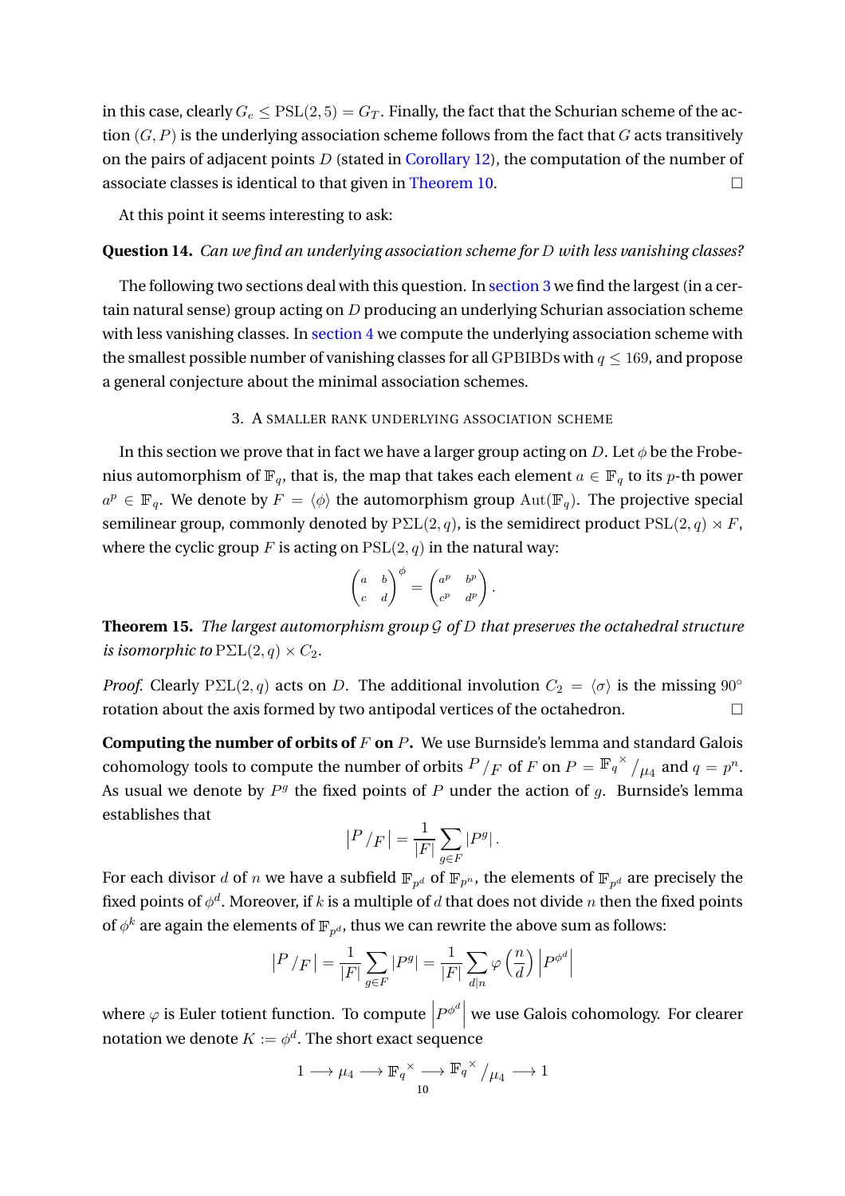in this case, clearly $G_e \leq \mathrm{PSL}(2,5) = G_T$. Finally, the fact that the Schurian scheme of the action $(G,P)$ is the underlying association scheme follows from the fact that $G$ acts transitively on the pairs of adjacent points $D$ (stated in Corollary 12), the computation of the number of associate classes is identical to that given in Theorem 10. □

At this point it seems interesting to ask:

**Question 14.** *Can we find an underlying association scheme for $D$ with less vanishing classes?*

The following two sections deal with this question. In section 3 we find the largest (in a certain natural sense) group acting on $D$ producing an underlying Schurian association scheme with less vanishing classes. In section 4 we compute the underlying association scheme with the smallest possible number of vanishing classes for all GPBIBDs with $q \leq 169$, and propose a general conjecture about the minimal association schemes.

## 3. A smaller rank underlying association scheme

In this section we prove that in fact we have a larger group acting on $D$. Let $\phi$ be the Frobenius automorphism of $\mathbb{F}_q$, that is, the map that takes each element $a \in \mathbb{F}_q$ to its $p$-th power $a^p \in \mathbb{F}_q$. We denote by $F = \langle \phi \rangle$ the automorphism group $\mathrm{Aut}(\mathbb{F}_q)$. The projective special semilinear group, commonly denoted by $\mathrm{P\Sigma L}(2,q)$, is the semidirect product $\mathrm{PSL}(2,q) \rtimes F$, where the cyclic group $F$ is acting on $\mathrm{PSL}(2,q)$ in the natural way:

$$\begin{pmatrix} a & b \\ c & d \end{pmatrix}^{\phi} = \begin{pmatrix} a^p & b^p \\ c^p & d^p \end{pmatrix}.$$

**Theorem 15.** *The largest automorphism group $\mathcal{G}$ of $D$ that preserves the octahedral structure is isomorphic to $\mathrm{P\Sigma L}(2,q) \times C_2$.*

*Proof.* Clearly $\mathrm{P\Sigma L}(2,q)$ acts on $D$. The additional involution $C_2 = \langle \sigma \rangle$ is the missing $90^\circ$ rotation about the axis formed by two antipodal vertices of the octahedron. □

**Computing the number of orbits of $F$ on $P$.** We use Burnside's lemma and standard Galois cohomology tools to compute the number of orbits ${}^{P}/{}_{F}$ of $F$ on $P = {\mathbb{F}_q}^{\times}/{}_{\mu_4}$ and $q = p^n$. As usual we denote by $P^g$ the fixed points of $P$ under the action of $g$. Burnside's lemma establishes that

$$\left| {}^{P}/{}_{F} \right| = \frac{1}{|F|} \sum_{g \in F} |P^g|.$$

For each divisor $d$ of $n$ we have a subfield $\mathbb{F}_{p^d}$ of $\mathbb{F}_{p^n}$, the elements of $\mathbb{F}_{p^d}$ are precisely the fixed points of $\phi^d$. Moreover, if $k$ is a multiple of $d$ that does not divide $n$ then the fixed points of $\phi^k$ are again the elements of $\mathbb{F}_{p^d}$, thus we can rewrite the above sum as follows:

$$\left| {}^{P}/{}_{F} \right| = \frac{1}{|F|} \sum_{g \in F} |P^g| = \frac{1}{|F|} \sum_{d|n} \varphi\left(\frac{n}{d}\right) \left| P^{\phi^d} \right|$$

where $\varphi$ is Euler totient function. To compute $\left| P^{\phi^d} \right|$ we use Galois cohomology. For clearer notation we denote $K := \phi^d$. The short exact sequence

$$1 \longrightarrow \mu_4 \longrightarrow {\mathbb{F}_q}^{\times} \longrightarrow {\mathbb{F}_q}^{\times}/{}_{\mu_4} \longrightarrow 1$$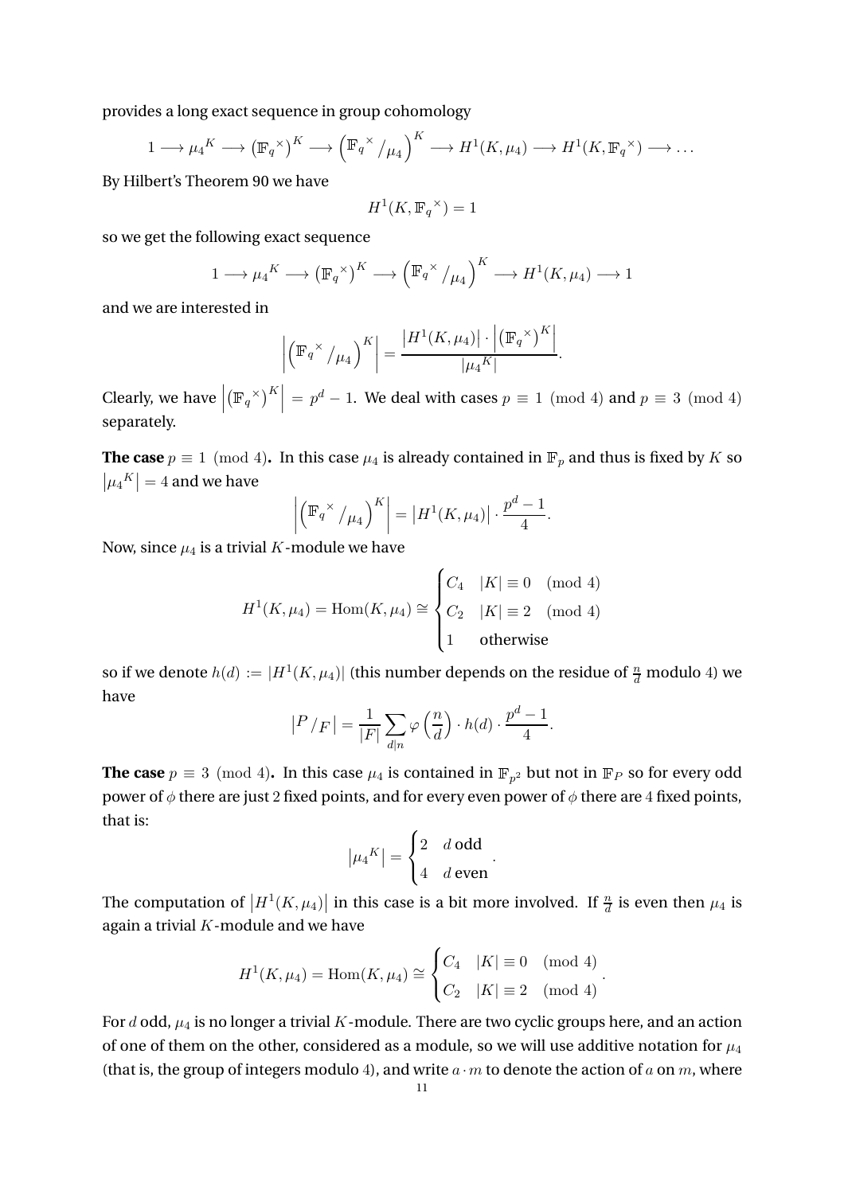provides a long exact sequence in group cohomology

$$1 \longrightarrow {\mu_4}^K \longrightarrow \left({\mathbb{F}_q}^\times\right)^K \longrightarrow \left({\mathbb{F}_q}^\times \big/ \mu_4\right)^K \longrightarrow H^1(K, \mu_4) \longrightarrow H^1(K, {\mathbb{F}_q}^\times) \longrightarrow \dots$$

By Hilbert's Theorem 90 we have

$$H^1(K, {\mathbb{F}_q}^\times) = 1$$

so we get the following exact sequence

$$1 \longrightarrow {\mu_4}^K \longrightarrow \left({\mathbb{F}_q}^\times\right)^K \longrightarrow \left({\mathbb{F}_q}^\times \big/ \mu_4\right)^K \longrightarrow H^1(K, \mu_4) \longrightarrow 1$$

and we are interested in

$$\left|\left({\mathbb{F}_q}^\times \big/ \mu_4\right)^K\right| = \frac{\left|H^1(K, \mu_4)\right| \cdot \left|\left({\mathbb{F}_q}^\times\right)^K\right|}{\left|{\mu_4}^K\right|}.$$

Clearly, we have $\left|\left({\mathbb{F}_q}^\times\right)^K\right| = p^d - 1$. We deal with cases $p \equiv 1 \pmod 4$ and $p \equiv 3 \pmod 4$ separately.

**The case** $p \equiv 1 \pmod 4$**.** In this case $\mu_4$ is already contained in $\mathbb{F}_p$ and thus is fixed by $K$ so $\left|{\mu_4}^K\right| = 4$ and we have

$$\left|\left({\mathbb{F}_q}^\times \big/ \mu_4\right)^K\right| = \left|H^1(K, \mu_4)\right| \cdot \frac{p^d - 1}{4}.$$

Now, since $\mu_4$ is a trivial $K$-module we have

$$H^1(K, \mu_4) = \operatorname{Hom}(K, \mu_4) \cong \begin{cases} C_4 & |K| \equiv 0 \pmod 4 \\ C_2 & |K| \equiv 2 \pmod 4 \\ 1 & \text{otherwise} \end{cases}$$

so if we denote $h(d) := |H^1(K, \mu_4)|$ (this number depends on the residue of $\frac{n}{d}$ modulo 4) we have

$$\left|P \big/ F\right| = \frac{1}{|F|} \sum_{d|n} \varphi\left(\frac{n}{d}\right) \cdot h(d) \cdot \frac{p^d - 1}{4}.$$

**The case** $p \equiv 3 \pmod 4$**.** In this case $\mu_4$ is contained in $\mathbb{F}_{p^2}$ but not in $\mathbb{F}_P$ so for every odd power of $\phi$ there are just 2 fixed points, and for every even power of $\phi$ there are 4 fixed points, that is:

$$\left|{\mu_4}^K\right| = \begin{cases} 2 & d \text{ odd} \\ 4 & d \text{ even} \end{cases}.$$

The computation of $\left|H^1(K, \mu_4)\right|$ in this case is a bit more involved. If $\frac{n}{d}$ is even then $\mu_4$ is again a trivial $K$-module and we have

$$H^1(K, \mu_4) = \operatorname{Hom}(K, \mu_4) \cong \begin{cases} C_4 & |K| \equiv 0 \pmod 4 \\ C_2 & |K| \equiv 2 \pmod 4 \end{cases}.$$

For $d$ odd, $\mu_4$ is no longer a trivial $K$-module. There are two cyclic groups here, and an action of one of them on the other, considered as a module, so we will use additive notation for $\mu_4$ (that is, the group of integers modulo 4), and write $a \cdot m$ to denote the action of $a$ on $m$, where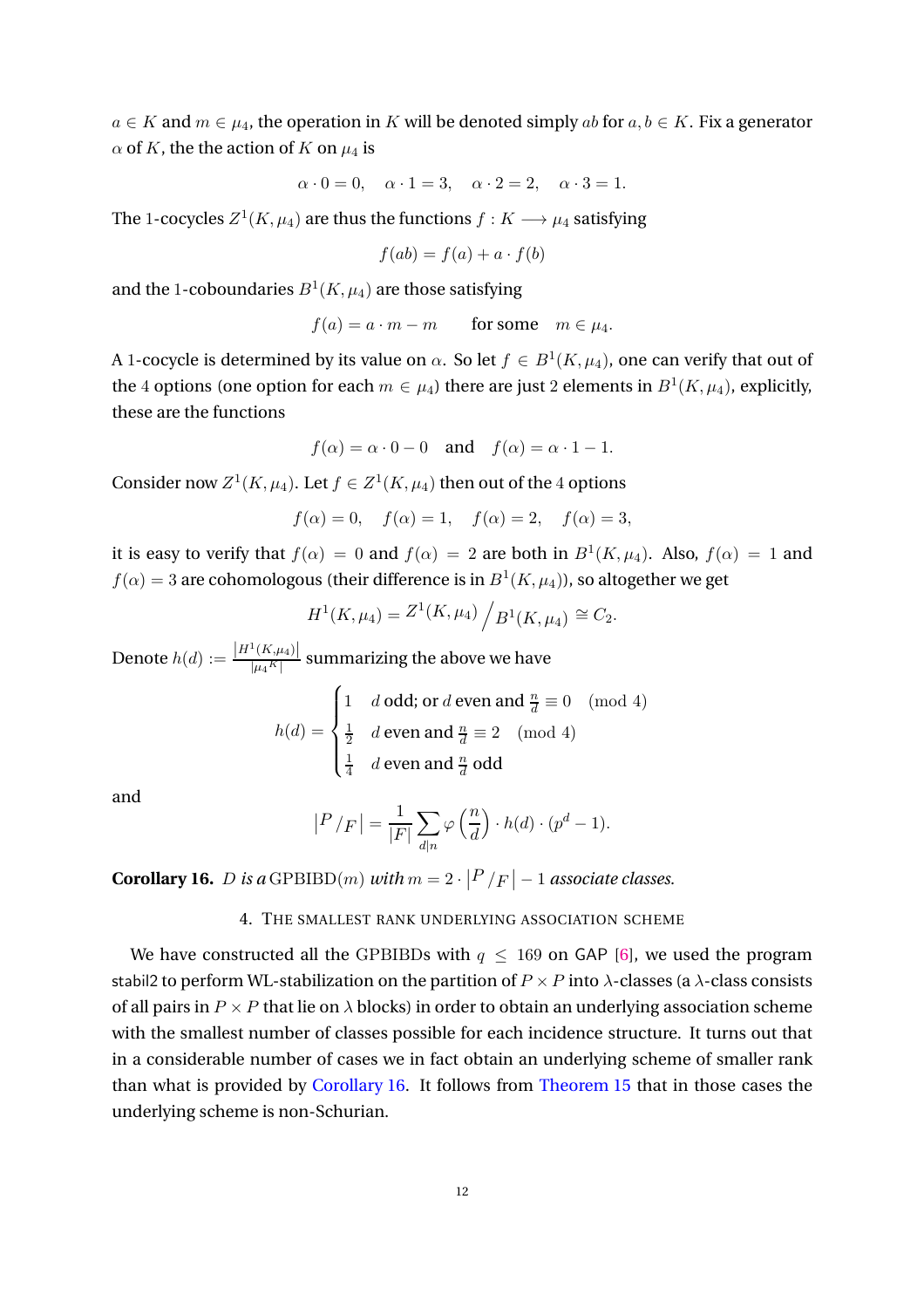$a \in K$ and $m \in \mu_4$, the operation in $K$ will be denoted simply $ab$ for $a, b \in K$. Fix a generator $\alpha$ of $K$, the the action of $K$ on $\mu_4$ is

$$\alpha \cdot 0 = 0, \quad \alpha \cdot 1 = 3, \quad \alpha \cdot 2 = 2, \quad \alpha \cdot 3 = 1.$$

The 1-cocycles $Z^1(K, \mu_4)$ are thus the functions $f : K \longrightarrow \mu_4$ satisfying

$$f(ab) = f(a) + a \cdot f(b)$$

and the 1-coboundaries $B^1(K, \mu_4)$ are those satisfying

$$f(a) = a \cdot m - m \qquad \text{for some} \quad m \in \mu_4.$$

A 1-cocycle is determined by its value on $\alpha$. So let $f \in B^1(K, \mu_4)$, one can verify that out of the 4 options (one option for each $m \in \mu_4$) there are just 2 elements in $B^1(K, \mu_4)$, explicitly, these are the functions

$$f(\alpha) = \alpha \cdot 0 - 0 \quad \text{and} \quad f(\alpha) = \alpha \cdot 1 - 1.$$

Consider now $Z^1(K, \mu_4)$. Let $f \in Z^1(K, \mu_4)$ then out of the 4 options

$$f(\alpha) = 0, \quad f(\alpha) = 1, \quad f(\alpha) = 2, \quad f(\alpha) = 3,$$

it is easy to verify that $f(\alpha) = 0$ and $f(\alpha) = 2$ are both in $B^1(K, \mu_4)$. Also, $f(\alpha) = 1$ and $f(\alpha) = 3$ are cohomologous (their difference is in $B^1(K, \mu_4)$), so altogether we get

$$H^1(K, \mu_4) = Z^1(K, \mu_4) \big/ B^1(K, \mu_4) \cong C_2.$$

Denote $h(d) := \frac{|H^1(K, \mu_4)|}{|\mu_4{}^K|}$ summarizing the above we have

$$h(d) = \begin{cases} 1 & d \text{ odd; or } d \text{ even and } \frac{n}{d} \equiv 0 \pmod 4 \\ \frac{1}{2} & d \text{ even and } \frac{n}{d} \equiv 2 \pmod 4 \\ \frac{1}{4} & d \text{ even and } \frac{n}{d} \text{ odd} \end{cases}$$

and

$$\left| P \big/ F \right| = \frac{1}{|F|} \sum_{d \mid n} \varphi\left(\frac{n}{d}\right) \cdot h(d) \cdot (p^d - 1).$$

**Corollary 16.** *$D$ is a* GPBIBD$(m)$ *with* $m = 2 \cdot \left| P \big/ F \right| - 1$ *associate classes.*

## 4. The smallest rank underlying association scheme

We have constructed all the GPBIBDs with $q \leq 169$ on GAP [6], we used the program stabil2 to perform WL-stabilization on the partition of $P \times P$ into $\lambda$-classes (a $\lambda$-class consists of all pairs in $P \times P$ that lie on $\lambda$ blocks) in order to obtain an underlying association scheme with the smallest number of classes possible for each incidence structure. It turns out that in a considerable number of cases we in fact obtain an underlying scheme of smaller rank than what is provided by Corollary 16. It follows from Theorem 15 that in those cases the underlying scheme is non-Schurian.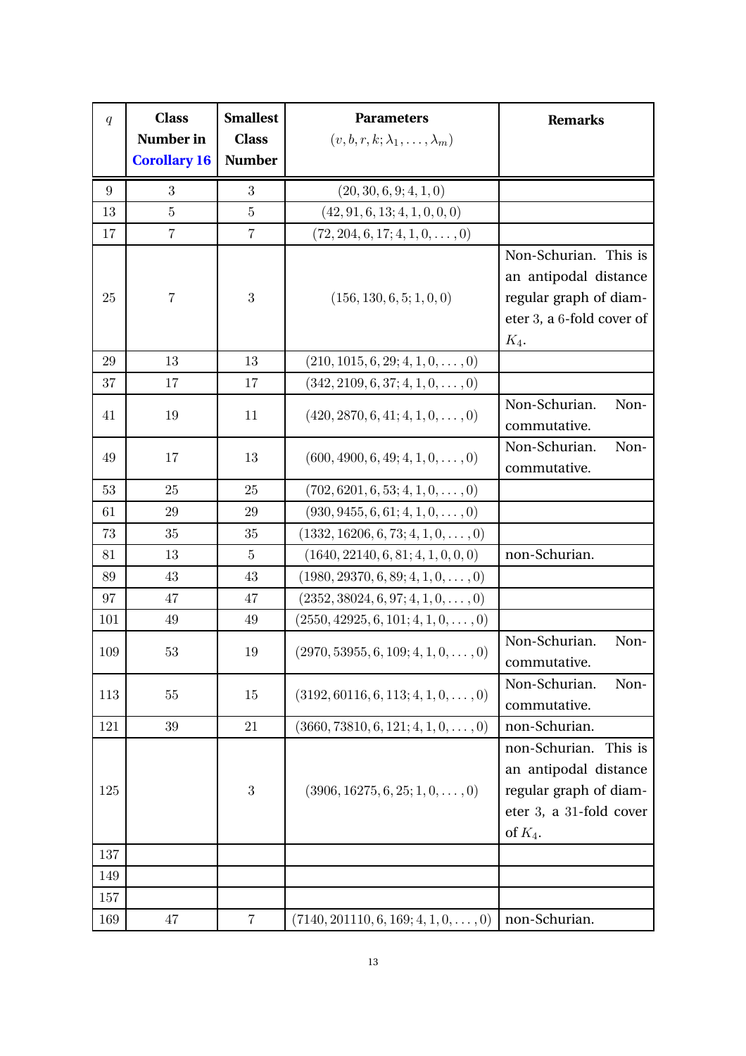| $q$ | **Class Number in Corollary 16** | **Smallest Class Number** | **Parameters** $(v, b, r, k; \lambda_1, \ldots, \lambda_m)$ | **Remarks** |
|---|---|---|---|---|
| $9$ | $3$ | $3$ | $(20, 30, 6, 9; 4, 1, 0)$ | |
| $13$ | $5$ | $5$ | $(42, 91, 6, 13; 4, 1, 0, 0, 0)$ | |
| $17$ | $7$ | $7$ | $(72, 204, 6, 17; 4, 1, 0, \ldots, 0)$ | |
| $25$ | $7$ | $3$ | $(156, 130, 6, 5; 1, 0, 0)$ | Non-Schurian. This is an antipodal distance regular graph of diameter $3$, a $6$-fold cover of $K_4$. |
| $29$ | $13$ | $13$ | $(210, 1015, 6, 29; 4, 1, 0, \ldots, 0)$ | |
| $37$ | $17$ | $17$ | $(342, 2109, 6, 37; 4, 1, 0, \ldots, 0)$ | |
| $41$ | $19$ | $11$ | $(420, 2870, 6, 41; 4, 1, 0, \ldots, 0)$ | Non-Schurian. Non-commutative. |
| $49$ | $17$ | $13$ | $(600, 4900, 6, 49; 4, 1, 0, \ldots, 0)$ | Non-Schurian. Non-commutative. |
| $53$ | $25$ | $25$ | $(702, 6201, 6, 53; 4, 1, 0, \ldots, 0)$ | |
| $61$ | $29$ | $29$ | $(930, 9455, 6, 61; 4, 1, 0, \ldots, 0)$ | |
| $73$ | $35$ | $35$ | $(1332, 16206, 6, 73; 4, 1, 0, \ldots, 0)$ | |
| $81$ | $13$ | $5$ | $(1640, 22140, 6, 81; 4, 1, 0, 0, 0)$ | non-Schurian. |
| $89$ | $43$ | $43$ | $(1980, 29370, 6, 89; 4, 1, 0, \ldots, 0)$ | |
| $97$ | $47$ | $47$ | $(2352, 38024, 6, 97; 4, 1, 0, \ldots, 0)$ | |
| $101$ | $49$ | $49$ | $(2550, 42925, 6, 101; 4, 1, 0, \ldots, 0)$ | |
| $109$ | $53$ | $19$ | $(2970, 53955, 6, 109; 4, 1, 0, \ldots, 0)$ | Non-Schurian. Non-commutative. |
| $113$ | $55$ | $15$ | $(3192, 60116, 6, 113; 4, 1, 0, \ldots, 0)$ | Non-Schurian. Non-commutative. |
| $121$ | $39$ | $21$ | $(3660, 73810, 6, 121; 4, 1, 0, \ldots, 0)$ | non-Schurian. |
| $125$ | | $3$ | $(3906, 16275, 6, 25; 1, 0, \ldots, 0)$ | non-Schurian. This is an antipodal distance regular graph of diameter $3$, a $31$-fold cover of $K_4$. |
| $137$ | | | | |
| $149$ | | | | |
| $157$ | | | | |
| $169$ | $47$ | $7$ | $(7140, 201110, 6, 169; 4, 1, 0, \ldots, 0)$ | non-Schurian. |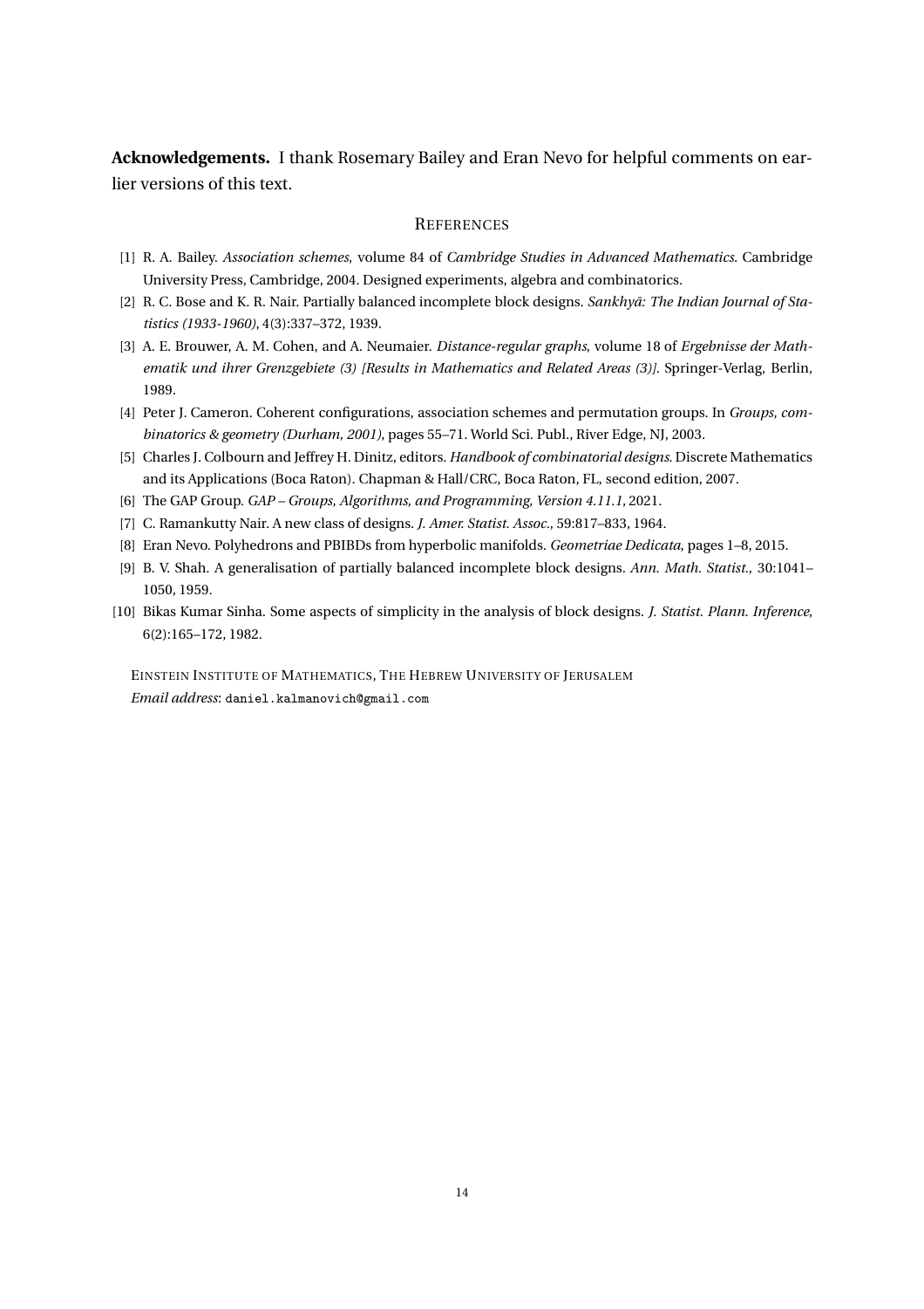**Acknowledgements.** I thank Rosemary Bailey and Eran Nevo for helpful comments on earlier versions of this text.

## References

[1] R. A. Bailey. *Association schemes*, volume 84 of *Cambridge Studies in Advanced Mathematics*. Cambridge University Press, Cambridge, 2004. Designed experiments, algebra and combinatorics.

[2] R. C. Bose and K. R. Nair. Partially balanced incomplete block designs. *Sankhyā: The Indian Journal of Statistics (1933-1960)*, 4(3):337–372, 1939.

[3] A. E. Brouwer, A. M. Cohen, and A. Neumaier. *Distance-regular graphs*, volume 18 of *Ergebnisse der Mathematik und ihrer Grenzgebiete (3) [Results in Mathematics and Related Areas (3)]*. Springer-Verlag, Berlin, 1989.

[4] Peter J. Cameron. Coherent configurations, association schemes and permutation groups. In *Groups, combinatorics & geometry (Durham, 2001)*, pages 55–71. World Sci. Publ., River Edge, NJ, 2003.

[5] Charles J. Colbourn and Jeffrey H. Dinitz, editors. *Handbook of combinatorial designs*. Discrete Mathematics and its Applications (Boca Raton). Chapman & Hall/CRC, Boca Raton, FL, second edition, 2007.

[6] The GAP Group. *GAP – Groups, Algorithms, and Programming, Version 4.11.1*, 2021.

[7] C. Ramankutty Nair. A new class of designs. *J. Amer. Statist. Assoc.*, 59:817–833, 1964.

[8] Eran Nevo. Polyhedrons and PBIBDs from hyperbolic manifolds. *Geometriae Dedicata*, pages 1–8, 2015.

[9] B. V. Shah. A generalisation of partially balanced incomplete block designs. *Ann. Math. Statist.*, 30:1041–1050, 1959.

[10] Bikas Kumar Sinha. Some aspects of simplicity in the analysis of block designs. *J. Statist. Plann. Inference*, 6(2):165–172, 1982.

Einstein Institute of Mathematics, The Hebrew University of Jerusalem

*Email address*: daniel.kalmanovich@gmail.com